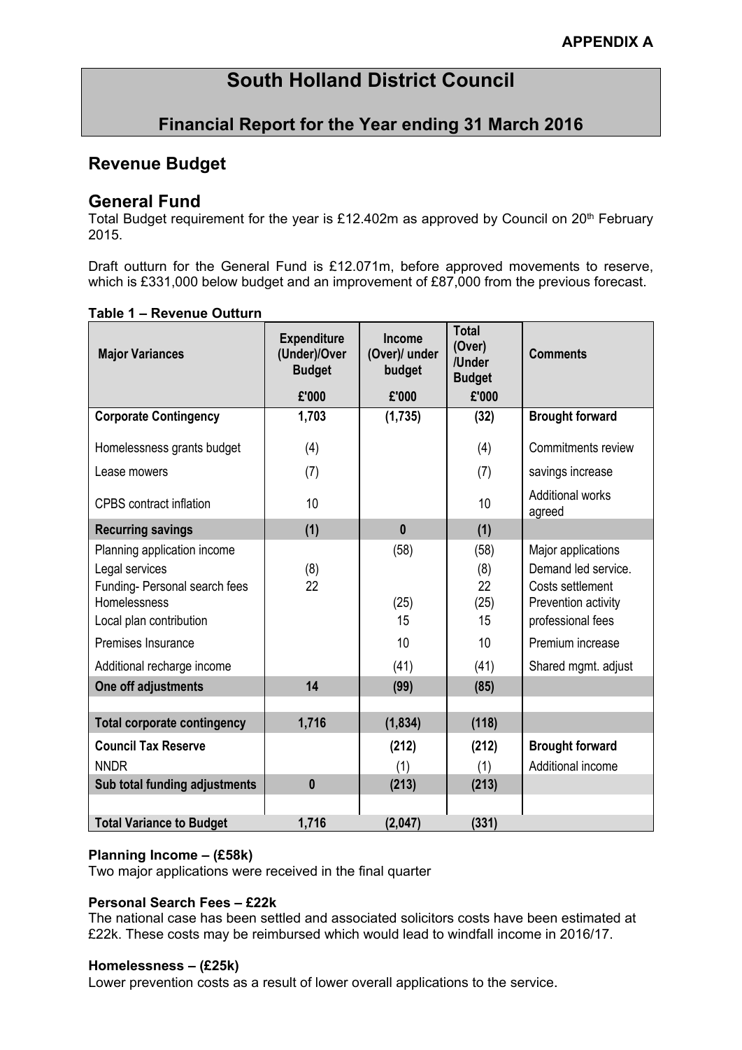APPENDIX A

# South Holland District Council

## Financial Report for the Year ending 31 March 2016

## Revenue Budget

## General Fund

Total Budget requirement for the year is £12.402m as approved by Council on 20th February 2015.

Draft outturn for the General Fund is £12.071m, before approved movements to reserve, which is £331,000 below budget and an improvement of £87,000 from the previous forecast.

**Table 1 – Revenue Outturn**

| Major Variances | Expenditure (Under)/Over Budget | Income (Over)/ under budget | Total (Over) /Under Budget | Comments |
|---|---|---|---|---|
| | £'000 | £'000 | £'000 | |
| **Corporate Contingency** | **1,703** | **(1,735)** | **(32)** | **Brought forward** |
| Homelessness grants budget | (4) | | (4) | Commitments review |
| Lease mowers | (7) | | (7) | savings increase |
| CPBS contract inflation | 10 | | 10 | Additional works agreed |
| **Recurring savings** | **(1)** | **0** | **(1)** | |
| Planning application income | | (58) | (58) | Major applications |
| Legal services | (8) | | (8) | Demand led service. |
| Funding- Personal search fees | 22 | | 22 | Costs settlement |
| Homelessness | | (25) | (25) | Prevention activity |
| Local plan contribution | | 15 | 15 | professional fees |
| Premises Insurance | | 10 | 10 | Premium increase |
| Additional recharge income | | (41) | (41) | Shared mgmt. adjust |
| **One off adjustments** | **14** | **(99)** | **(85)** | |
| | | | | |
| **Total corporate contingency** | **1,716** | **(1,834)** | **(118)** | |
| **Council Tax Reserve** | | **(212)** | **(212)** | **Brought forward** |
| NNDR | | (1) | (1) | Additional income |
| **Sub total funding adjustments** | **0** | **(213)** | **(213)** | |
| | | | | |
| **Total Variance to Budget** | **1,716** | **(2,047)** | **(331)** | |

**Planning Income – (£58k)**
Two major applications were received in the final quarter

**Personal Search Fees – £22k**
The national case has been settled and associated solicitors costs have been estimated at £22k. These costs may be reimbursed which would lead to windfall income in 2016/17.

**Homelessness – (£25k)**
Lower prevention costs as a result of lower overall applications to the service.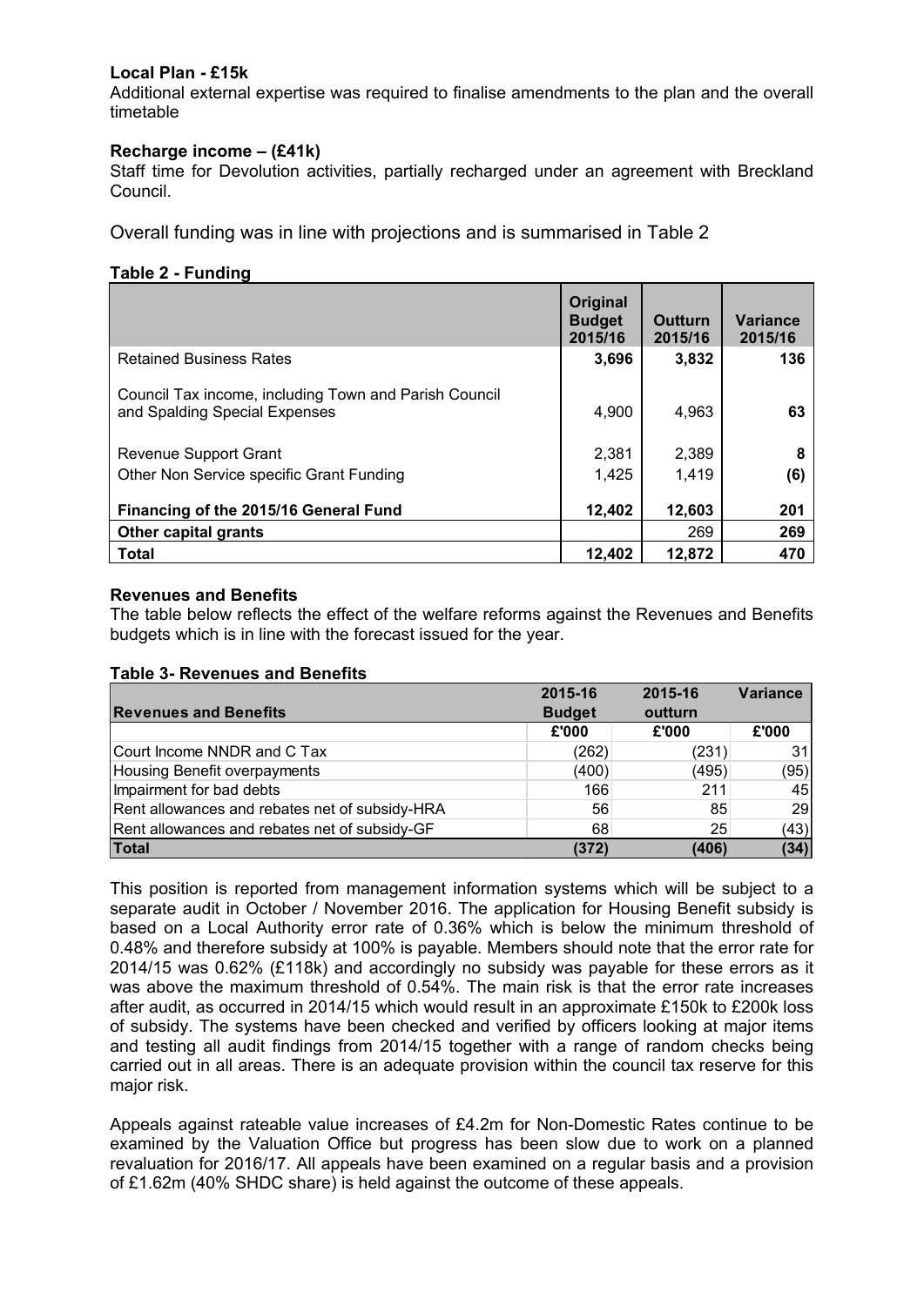**Local Plan - £15k**

Additional external expertise was required to finalise amendments to the plan and the overall timetable

**Recharge income – (£41k)**

Staff time for Devolution activities, partially recharged under an agreement with Breckland Council.

Overall funding was in line with projections and is summarised in Table 2

**Table 2 - Funding**

| | Original Budget 2015/16 | Outturn 2015/16 | Variance 2015/16 |
|---|---|---|---|
| Retained Business Rates | **3,696** | **3,832** | **136** |
| Council Tax income, including Town and Parish Council and Spalding Special Expenses | 4,900 | 4,963 | **63** |
| Revenue Support Grant | 2,381 | 2,389 | **8** |
| Other Non Service specific Grant Funding | 1,425 | 1,419 | **(6)** |
| **Financing of the 2015/16 General Fund** | **12,402** | **12,603** | **201** |
| **Other capital grants** | | 269 | **269** |
| **Total** | **12,402** | **12,872** | **470** |

**Revenues and Benefits**

The table below reflects the effect of the welfare reforms against the Revenues and Benefits budgets which is in line with the forecast issued for the year.

**Table 3- Revenues and Benefits**

| Revenues and Benefits | 2015-16 Budget | 2015-16 outturn | Variance |
|---|---|---|---|
| | £'000 | £'000 | £'000 |
| Court Income NNDR and C Tax | (262) | (231) | 31 |
| Housing Benefit overpayments | (400) | (495) | (95) |
| Impairment for bad debts | 166 | 211 | 45 |
| Rent allowances and rebates net of subsidy-HRA | 56 | 85 | 29 |
| Rent allowances and rebates net of subsidy-GF | 68 | 25 | (43) |
| **Total** | **(372)** | **(406)** | **(34)** |

This position is reported from management information systems which will be subject to a separate audit in October / November 2016. The application for Housing Benefit subsidy is based on a Local Authority error rate of 0.36% which is below the minimum threshold of 0.48% and therefore subsidy at 100% is payable. Members should note that the error rate for 2014/15 was 0.62% (£118k) and accordingly no subsidy was payable for these errors as it was above the maximum threshold of 0.54%. The main risk is that the error rate increases after audit, as occurred in 2014/15 which would result in an approximate £150k to £200k loss of subsidy. The systems have been checked and verified by officers looking at major items and testing all audit findings from 2014/15 together with a range of random checks being carried out in all areas. There is an adequate provision within the council tax reserve for this major risk.

Appeals against rateable value increases of £4.2m for Non-Domestic Rates continue to be examined by the Valuation Office but progress has been slow due to work on a planned revaluation for 2016/17. All appeals have been examined on a regular basis and a provision of £1.62m (40% SHDC share) is held against the outcome of these appeals.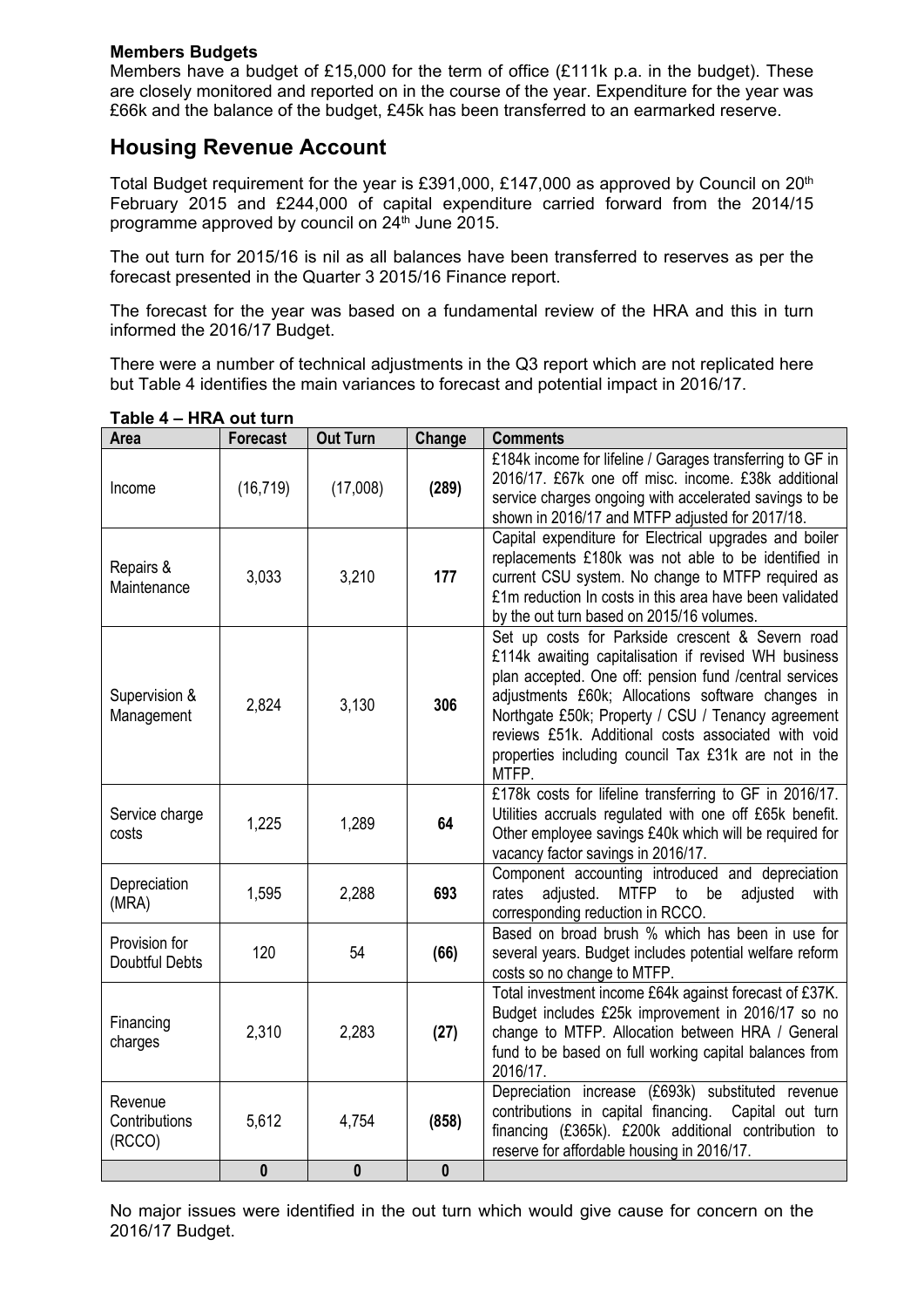**Members Budgets**

Members have a budget of £15,000 for the term of office (£111k p.a. in the budget). These are closely monitored and reported on in the course of the year. Expenditure for the year was £66k and the balance of the budget, £45k has been transferred to an earmarked reserve.

## Housing Revenue Account

Total Budget requirement for the year is £391,000, £147,000 as approved by Council on 20th February 2015 and £244,000 of capital expenditure carried forward from the 2014/15 programme approved by council on 24th June 2015.

The out turn for 2015/16 is nil as all balances have been transferred to reserves as per the forecast presented in the Quarter 3 2015/16 Finance report.

The forecast for the year was based on a fundamental review of the HRA and this in turn informed the 2016/17 Budget.

There were a number of technical adjustments in the Q3 report which are not replicated here but Table 4 identifies the main variances to forecast and potential impact in 2016/17.

**Table 4 – HRA out turn**

| Area | Forecast | Out Turn | Change | Comments |
|---|---|---|---|---|
| Income | (16,719) | (17,008) | **(289)** | £184k income for lifeline / Garages transferring to GF in 2016/17. £67k one off misc. income. £38k additional service charges ongoing with accelerated savings to be shown in 2016/17 and MTFP adjusted for 2017/18. |
| Repairs & Maintenance | 3,033 | 3,210 | **177** | Capital expenditure for Electrical upgrades and boiler replacements £180k was not able to be identified in current CSU system. No change to MTFP required as £1m reduction In costs in this area have been validated by the out turn based on 2015/16 volumes. |
| Supervision & Management | 2,824 | 3,130 | **306** | Set up costs for Parkside crescent & Severn road £114k awaiting capitalisation if revised WH business plan accepted. One off: pension fund /central services adjustments £60k; Allocations software changes in Northgate £50k; Property / CSU / Tenancy agreement reviews £51k. Additional costs associated with void properties including council Tax £31k are not in the MTFP. |
| Service charge costs | 1,225 | 1,289 | **64** | £178k costs for lifeline transferring to GF in 2016/17. Utilities accruals regulated with one off £65k benefit. Other employee savings £40k which will be required for vacancy factor savings in 2016/17. |
| Depreciation (MRA) | 1,595 | 2,288 | **693** | Component accounting introduced and depreciation rates adjusted. MTFP to be adjusted with corresponding reduction in RCCO. |
| Provision for Doubtful Debts | 120 | 54 | **(66)** | Based on broad brush % which has been in use for several years. Budget includes potential welfare reform costs so no change to MTFP. |
| Financing charges | 2,310 | 2,283 | **(27)** | Total investment income £64k against forecast of £37K. Budget includes £25k improvement in 2016/17 so no change to MTFP. Allocation between HRA / General fund to be based on full working capital balances from 2016/17. |
| Revenue Contributions (RCCO) | 5,612 | 4,754 | **(858)** | Depreciation increase (£693k) substituted revenue contributions in capital financing. Capital out turn financing (£365k). £200k additional contribution to reserve for affordable housing in 2016/17. |
| | **0** | **0** | **0** | |

No major issues were identified in the out turn which would give cause for concern on the 2016/17 Budget.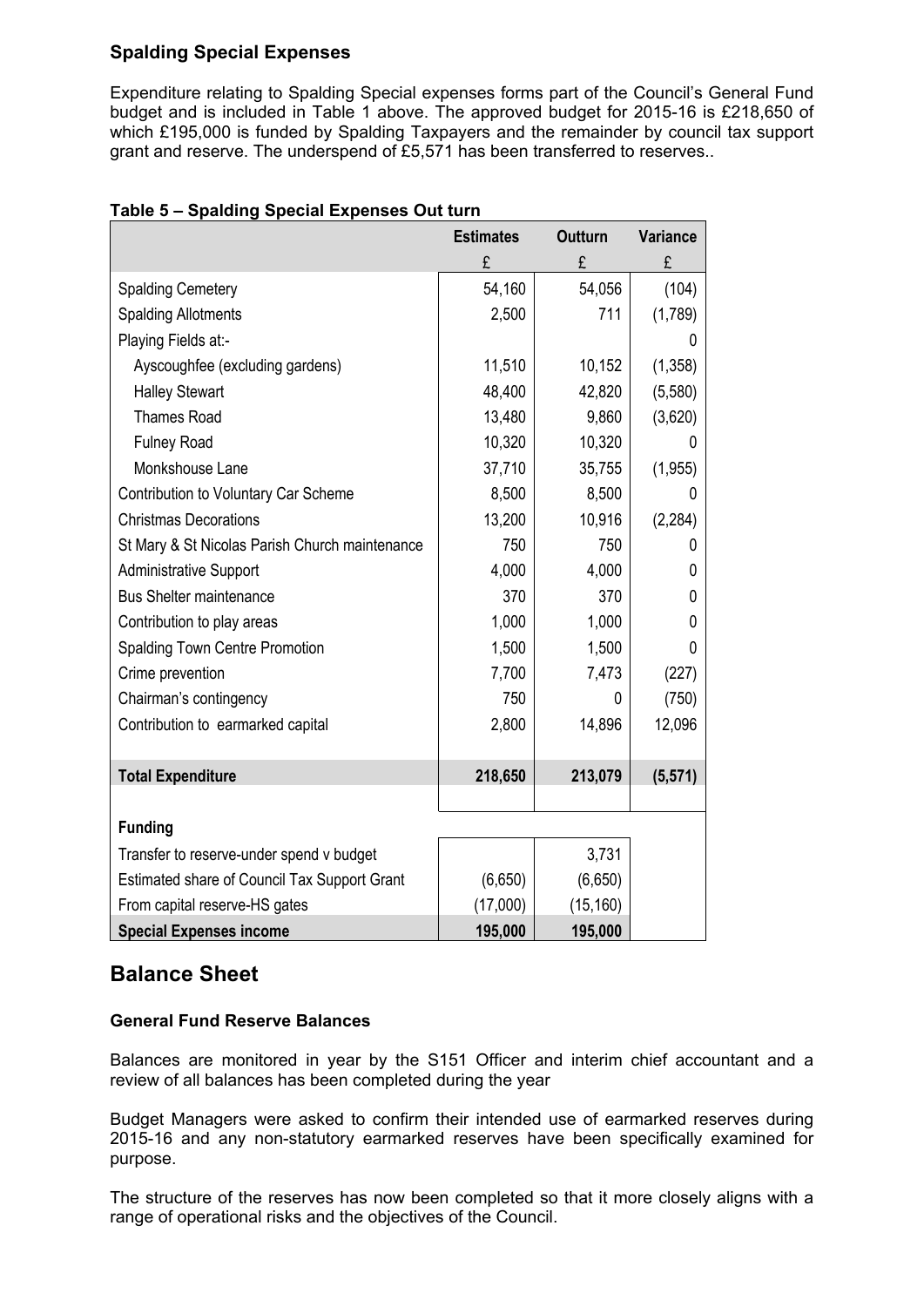### Spalding Special Expenses

Expenditure relating to Spalding Special expenses forms part of the Council's General Fund budget and is included in Table 1 above. The approved budget for 2015-16 is £218,650 of which £195,000 is funded by Spalding Taxpayers and the remainder by council tax support grant and reserve. The underspend of £5,571 has been transferred to reserves..

**Table 5 – Spalding Special Expenses Out turn**

| | Estimates | Outturn | Variance |
|---|---|---|---|
| | £ | £ | £ |
| Spalding Cemetery | 54,160 | 54,056 | (104) |
| Spalding Allotments | 2,500 | 711 | (1,789) |
| Playing Fields at:- | | | 0 |
| Ayscoughfee (excluding gardens) | 11,510 | 10,152 | (1,358) |
| Halley Stewart | 48,400 | 42,820 | (5,580) |
| Thames Road | 13,480 | 9,860 | (3,620) |
| Fulney Road | 10,320 | 10,320 | 0 |
| Monkshouse Lane | 37,710 | 35,755 | (1,955) |
| Contribution to Voluntary Car Scheme | 8,500 | 8,500 | 0 |
| Christmas Decorations | 13,200 | 10,916 | (2,284) |
| St Mary & St Nicolas Parish Church maintenance | 750 | 750 | 0 |
| Administrative Support | 4,000 | 4,000 | 0 |
| Bus Shelter maintenance | 370 | 370 | 0 |
| Contribution to play areas | 1,000 | 1,000 | 0 |
| Spalding Town Centre Promotion | 1,500 | 1,500 | 0 |
| Crime prevention | 7,700 | 7,473 | (227) |
| Chairman's contingency | 750 | 0 | (750) |
| Contribution to earmarked capital | 2,800 | 14,896 | 12,096 |
| **Total Expenditure** | **218,650** | **213,079** | **(5,571)** |
| **Funding** | | | |
| Transfer to reserve-under spend v budget | | 3,731 | |
| Estimated share of Council Tax Support Grant | (6,650) | (6,650) | |
| From capital reserve-HS gates | (17,000) | (15,160) | |
| **Special Expenses income** | **195,000** | **195,000** | |

## Balance Sheet

### General Fund Reserve Balances

Balances are monitored in year by the S151 Officer and interim chief accountant and a review of all balances has been completed during the year

Budget Managers were asked to confirm their intended use of earmarked reserves during 2015-16 and any non-statutory earmarked reserves have been specifically examined for purpose.

The structure of the reserves has now been completed so that it more closely aligns with a range of operational risks and the objectives of the Council.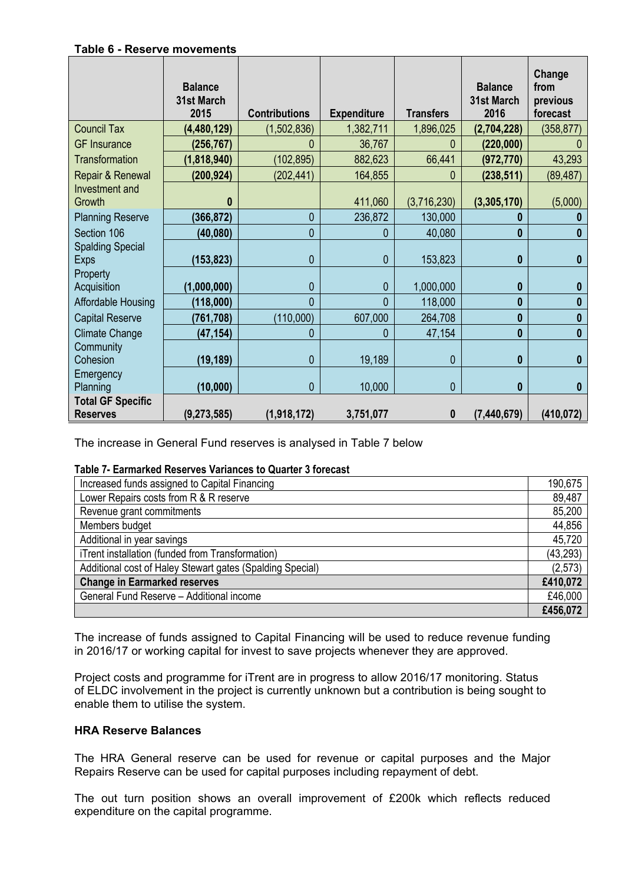**Table 6 - Reserve movements**

| | Balance 31st March 2015 | Contributions | Expenditure | Transfers | Balance 31st March 2016 | Change from previous forecast |
|---|---|---|---|---|---|---|
| Council Tax | **(4,480,129)** | (1,502,836) | 1,382,711 | 1,896,025 | **(2,704,228)** | (358,877) |
| GF Insurance | **(256,767)** | 0 | 36,767 | 0 | **(220,000)** | 0 |
| Transformation | **(1,818,940)** | (102,895) | 882,623 | 66,441 | **(972,770)** | 43,293 |
| Repair & Renewal | **(200,924)** | (202,441) | 164,855 | 0 | **(238,511)** | (89,487) |
| Investment and Growth | **0** | | 411,060 | (3,716,230) | **(3,305,170)** | (5,000) |
| Planning Reserve | **(366,872)** | 0 | 236,872 | 130,000 | **0** | **0** |
| Section 106 | **(40,080)** | 0 | 0 | 40,080 | **0** | **0** |
| Spalding Special Exps | **(153,823)** | 0 | 0 | 153,823 | **0** | **0** |
| Property Acquisition | **(1,000,000)** | 0 | 0 | 1,000,000 | **0** | **0** |
| Affordable Housing | **(118,000)** | 0 | 0 | 118,000 | **0** | **0** |
| Capital Reserve | **(761,708)** | (110,000) | 607,000 | 264,708 | **0** | **0** |
| Climate Change | **(47,154)** | 0 | 0 | 47,154 | **0** | **0** |
| Community Cohesion | **(19,189)** | 0 | 19,189 | 0 | **0** | **0** |
| Emergency Planning | **(10,000)** | 0 | 10,000 | 0 | **0** | **0** |
| **Total GF Specific Reserves** | **(9,273,585)** | **(1,918,172)** | **3,751,077** | **0** | **(7,440,679)** | **(410,072)** |

The increase in General Fund reserves is analysed in Table 7 below

**Table 7- Earmarked Reserves Variances to Quarter 3 forecast**

| | |
|---|---|
| Increased funds assigned to Capital Financing | 190,675 |
| Lower Repairs costs from R & R reserve | 89,487 |
| Revenue grant commitments | 85,200 |
| Members budget | 44,856 |
| Additional in year savings | 45,720 |
| iTrent installation (funded from Transformation) | (43,293) |
| Additional cost of Haley Stewart gates (Spalding Special) | (2,573) |
| **Change in Earmarked reserves** | **£410,072** |
| General Fund Reserve – Additional income | £46,000 |
| | **£456,072** |

The increase of funds assigned to Capital Financing will be used to reduce revenue funding in 2016/17 or working capital for invest to save projects whenever they are approved.

Project costs and programme for iTrent are in progress to allow 2016/17 monitoring. Status of ELDC involvement in the project is currently unknown but a contribution is being sought to enable them to utilise the system.

**HRA Reserve Balances**

The HRA General reserve can be used for revenue or capital purposes and the Major Repairs Reserve can be used for capital purposes including repayment of debt.

The out turn position shows an overall improvement of £200k which reflects reduced expenditure on the capital programme.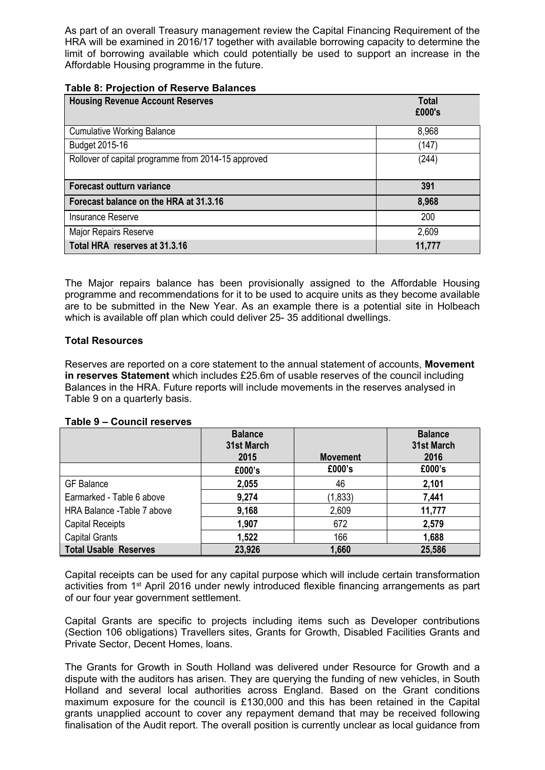As part of an overall Treasury management review the Capital Financing Requirement of the HRA will be examined in 2016/17 together with available borrowing capacity to determine the limit of borrowing available which could potentially be used to support an increase in the Affordable Housing programme in the future.

**Table 8: Projection of Reserve Balances**

| Housing Revenue Account Reserves | Total £000's |
|---|---|
| Cumulative Working Balance | 8,968 |
| Budget 2015-16 | (147) |
| Rollover of capital programme from 2014-15 approved | (244) |
| **Forecast outturn variance** | **391** |
| **Forecast balance on the HRA at 31.3.16** | **8,968** |
| Insurance Reserve | 200 |
| Major Repairs Reserve | 2,609 |
| **Total HRA reserves at 31.3.16** | **11,777** |

The Major repairs balance has been provisionally assigned to the Affordable Housing programme and recommendations for it to be used to acquire units as they become available are to be submitted in the New Year. As an example there is a potential site in Holbeach which is available off plan which could deliver 25- 35 additional dwellings.

**Total Resources**

Reserves are reported on a core statement to the annual statement of accounts, **Movement in reserves Statement** which includes £25.6m of usable reserves of the council including Balances in the HRA. Future reports will include movements in the reserves analysed in Table 9 on a quarterly basis.

**Table 9 – Council reserves**

| | Balance 31st March 2015 | Movement | Balance 31st March 2016 |
|---|---|---|---|
| | £000's | £000's | £000's |
| GF Balance | **2,055** | 46 | **2,101** |
| Earmarked - Table 6 above | **9,274** | (1,833) | **7,441** |
| HRA Balance -Table 7 above | **9,168** | 2,609 | **11,777** |
| Capital Receipts | **1,907** | 672 | **2,579** |
| Capital Grants | **1,522** | 166 | **1,688** |
| **Total Usable Reserves** | **23,926** | **1,660** | **25,586** |

Capital receipts can be used for any capital purpose which will include certain transformation activities from 1st April 2016 under newly introduced flexible financing arrangements as part of our four year government settlement.

Capital Grants are specific to projects including items such as Developer contributions (Section 106 obligations) Travellers sites, Grants for Growth, Disabled Facilities Grants and Private Sector, Decent Homes, loans.

The Grants for Growth in South Holland was delivered under Resource for Growth and a dispute with the auditors has arisen. They are querying the funding of new vehicles, in South Holland and several local authorities across England. Based on the Grant conditions maximum exposure for the council is £130,000 and this has been retained in the Capital grants unapplied account to cover any repayment demand that may be received following finalisation of the Audit report. The overall position is currently unclear as local guidance from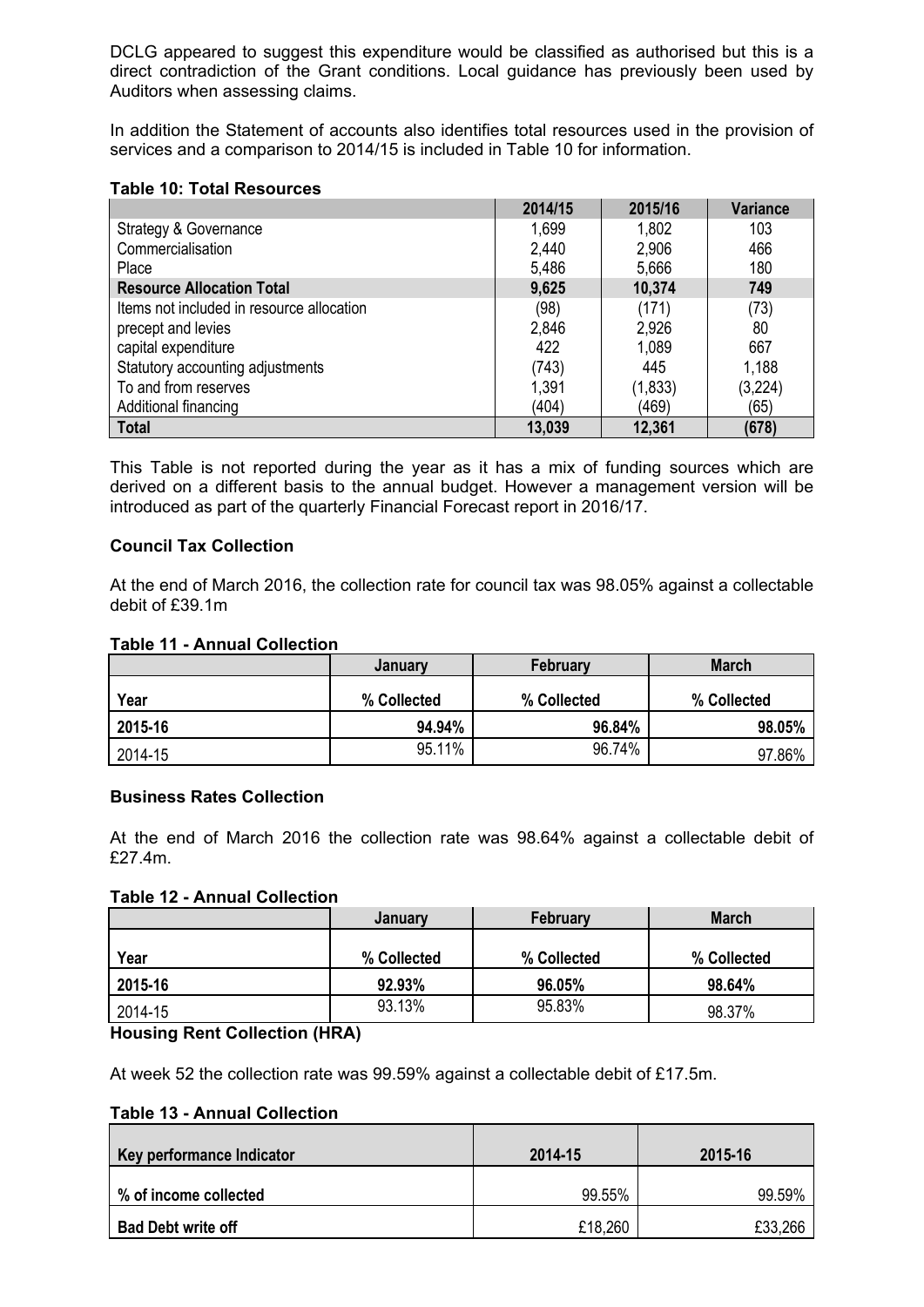DCLG appeared to suggest this expenditure would be classified as authorised but this is a direct contradiction of the Grant conditions. Local guidance has previously been used by Auditors when assessing claims.

In addition the Statement of accounts also identifies total resources used in the provision of services and a comparison to 2014/15 is included in Table 10 for information.

**Table 10: Total Resources**

| | 2014/15 | 2015/16 | Variance |
|---|---|---|---|
| Strategy & Governance | 1,699 | 1,802 | 103 |
| Commercialisation | 2,440 | 2,906 | 466 |
| Place | 5,486 | 5,666 | 180 |
| **Resource Allocation Total** | **9,625** | **10,374** | **749** |
| Items not included in resource allocation | (98) | (171) | (73) |
| precept and levies | 2,846 | 2,926 | 80 |
| capital expenditure | 422 | 1,089 | 667 |
| Statutory accounting adjustments | (743) | 445 | 1,188 |
| To and from reserves | 1,391 | (1,833) | (3,224) |
| Additional financing | (404) | (469) | (65) |
| **Total** | **13,039** | **12,361** | **(678)** |

This Table is not reported during the year as it has a mix of funding sources which are derived on a different basis to the annual budget. However a management version will be introduced as part of the quarterly Financial Forecast report in 2016/17.

**Council Tax Collection**

At the end of March 2016, the collection rate for council tax was 98.05% against a collectable debit of £39.1m

**Table 11 - Annual Collection**

| | January | February | March |
|---|---|---|---|
| **Year** | **% Collected** | **% Collected** | **% Collected** |
| **2015-16** | **94.94%** | **96.84%** | **98.05%** |
| 2014-15 | 95.11% | 96.74% | 97.86% |

**Business Rates Collection**

At the end of March 2016 the collection rate was 98.64% against a collectable debit of £27.4m.

**Table 12 - Annual Collection**

| | January | February | March |
|---|---|---|---|
| **Year** | **% Collected** | **% Collected** | **% Collected** |
| **2015-16** | **92.93%** | **96.05%** | **98.64%** |
| 2014-15 | 93.13% | 95.83% | 98.37% |

**Housing Rent Collection (HRA)**

At week 52 the collection rate was 99.59% against a collectable debit of £17.5m.

**Table 13 - Annual Collection**

| Key performance Indicator | 2014-15 | 2015-16 |
|---|---|---|
| **% of income collected** | 99.55% | 99.59% |
| **Bad Debt write off** | £18,260 | £33,266 |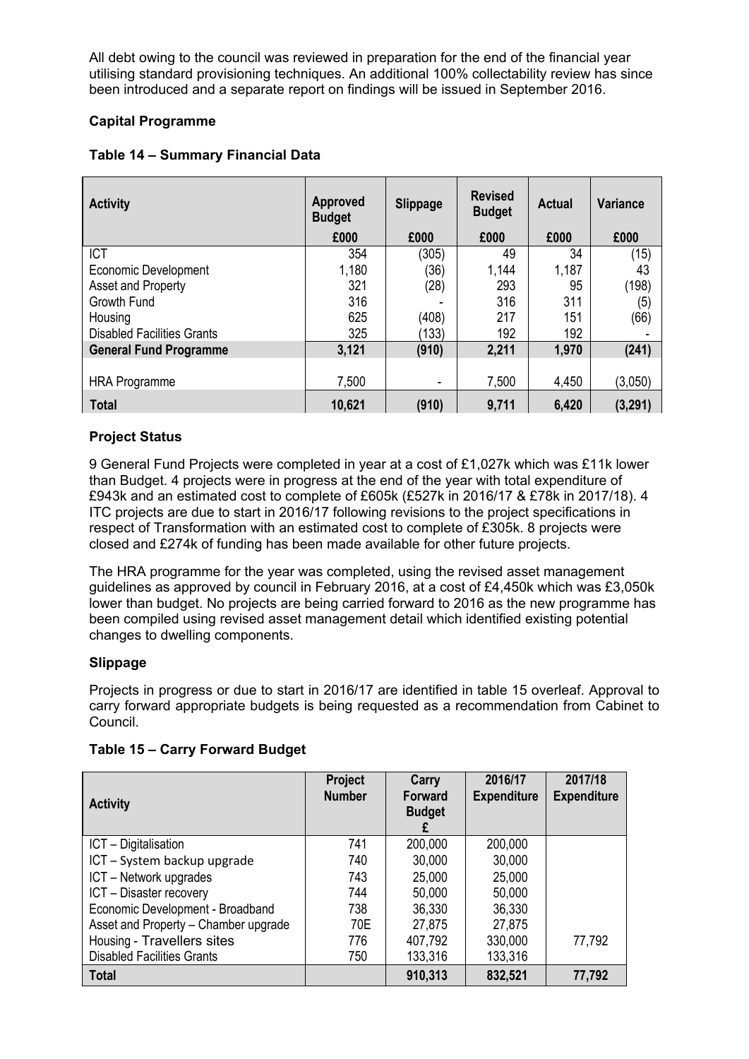All debt owing to the council was reviewed in preparation for the end of the financial year utilising standard provisioning techniques. An additional 100% collectability review has since been introduced and a separate report on findings will be issued in September 2016.

### Capital Programme

#### Table 14 – Summary Financial Data

| Activity | Approved Budget | Slippage | Revised Budget | Actual | Variance |
|---|---|---|---|---|---|
| | £000 | £000 | £000 | £000 | £000 |
| ICT | 354 | (305) | 49 | 34 | (15) |
| Economic Development | 1,180 | (36) | 1,144 | 1,187 | 43 |
| Asset and Property | 321 | (28) | 293 | 95 | (198) |
| Growth Fund | 316 | - | 316 | 311 | (5) |
| Housing | 625 | (408) | 217 | 151 | (66) |
| Disabled Facilities Grants | 325 | (133) | 192 | 192 | - |
| **General Fund Programme** | **3,121** | **(910)** | **2,211** | **1,970** | **(241)** |
| HRA Programme | 7,500 | - | 7,500 | 4,450 | (3,050) |
| **Total** | **10,621** | **(910)** | **9,711** | **6,420** | **(3,291)** |

### Project Status

9 General Fund Projects were completed in year at a cost of £1,027k which was £11k lower than Budget. 4 projects were in progress at the end of the year with total expenditure of £943k and an estimated cost to complete of £605k (£527k in 2016/17 & £78k in 2017/18). 4 ITC projects are due to start in 2016/17 following revisions to the project specifications in respect of Transformation with an estimated cost to complete of £305k. 8 projects were closed and £274k of funding has been made available for other future projects.

The HRA programme for the year was completed, using the revised asset management guidelines as approved by council in February 2016, at a cost of £4,450k which was £3,050k lower than budget. No projects are being carried forward to 2016 as the new programme has been compiled using revised asset management detail which identified existing potential changes to dwelling components.

### Slippage

Projects in progress or due to start in 2016/17 are identified in table 15 overleaf. Approval to carry forward appropriate budgets is being requested as a recommendation from Cabinet to Council.

#### Table 15 – Carry Forward Budget

| Activity | Project Number | Carry Forward Budget £ | 2016/17 Expenditure | 2017/18 Expenditure |
|---|---|---|---|---|
| ICT – Digitalisation | 741 | 200,000 | 200,000 | |
| ICT – System backup upgrade | 740 | 30,000 | 30,000 | |
| ICT – Network upgrades | 743 | 25,000 | 25,000 | |
| ICT – Disaster recovery | 744 | 50,000 | 50,000 | |
| Economic Development - Broadband | 738 | 36,330 | 36,330 | |
| Asset and Property – Chamber upgrade | 70E | 27,875 | 27,875 | |
| Housing - Travellers sites | 776 | 407,792 | 330,000 | 77,792 |
| Disabled Facilities Grants | 750 | 133,316 | 133,316 | |
| **Total** | | **910,313** | **832,521** | **77,792** |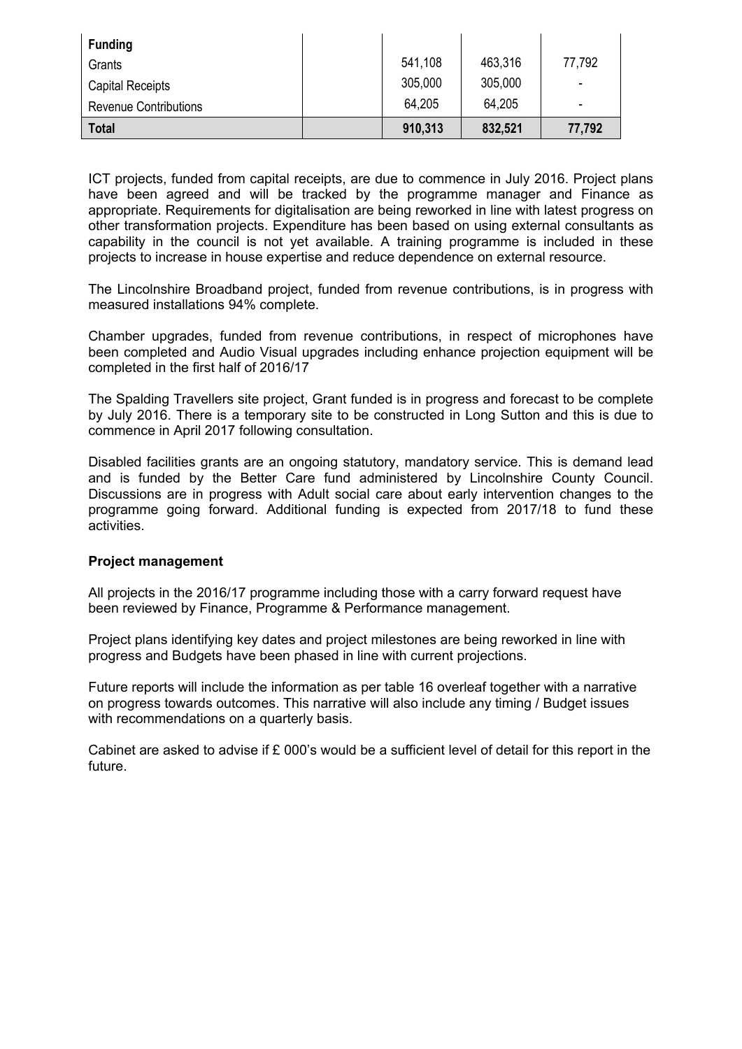| Funding | | | | |
|---|---|---|---|---|
| Grants | | 541,108 | 463,316 | 77,792 |
| Capital Receipts | | 305,000 | 305,000 | - |
| Revenue Contributions | | 64,205 | 64,205 | - |
| **Total** | | **910,313** | **832,521** | **77,792** |

ICT projects, funded from capital receipts, are due to commence in July 2016. Project plans have been agreed and will be tracked by the programme manager and Finance as appropriate. Requirements for digitalisation are being reworked in line with latest progress on other transformation projects. Expenditure has been based on using external consultants as capability in the council is not yet available. A training programme is included in these projects to increase in house expertise and reduce dependence on external resource.

The Lincolnshire Broadband project, funded from revenue contributions, is in progress with measured installations 94% complete.

Chamber upgrades, funded from revenue contributions, in respect of microphones have been completed and Audio Visual upgrades including enhance projection equipment will be completed in the first half of 2016/17

The Spalding Travellers site project, Grant funded is in progress and forecast to be complete by July 2016. There is a temporary site to be constructed in Long Sutton and this is due to commence in April 2017 following consultation.

Disabled facilities grants are an ongoing statutory, mandatory service. This is demand lead and is funded by the Better Care fund administered by Lincolnshire County Council. Discussions are in progress with Adult social care about early intervention changes to the programme going forward. Additional funding is expected from 2017/18 to fund these activities.

**Project management**

All projects in the 2016/17 programme including those with a carry forward request have been reviewed by Finance, Programme & Performance management.

Project plans identifying key dates and project milestones are being reworked in line with progress and Budgets have been phased in line with current projections.

Future reports will include the information as per table 16 overleaf together with a narrative on progress towards outcomes. This narrative will also include any timing / Budget issues with recommendations on a quarterly basis.

Cabinet are asked to advise if £ 000's would be a sufficient level of detail for this report in the future.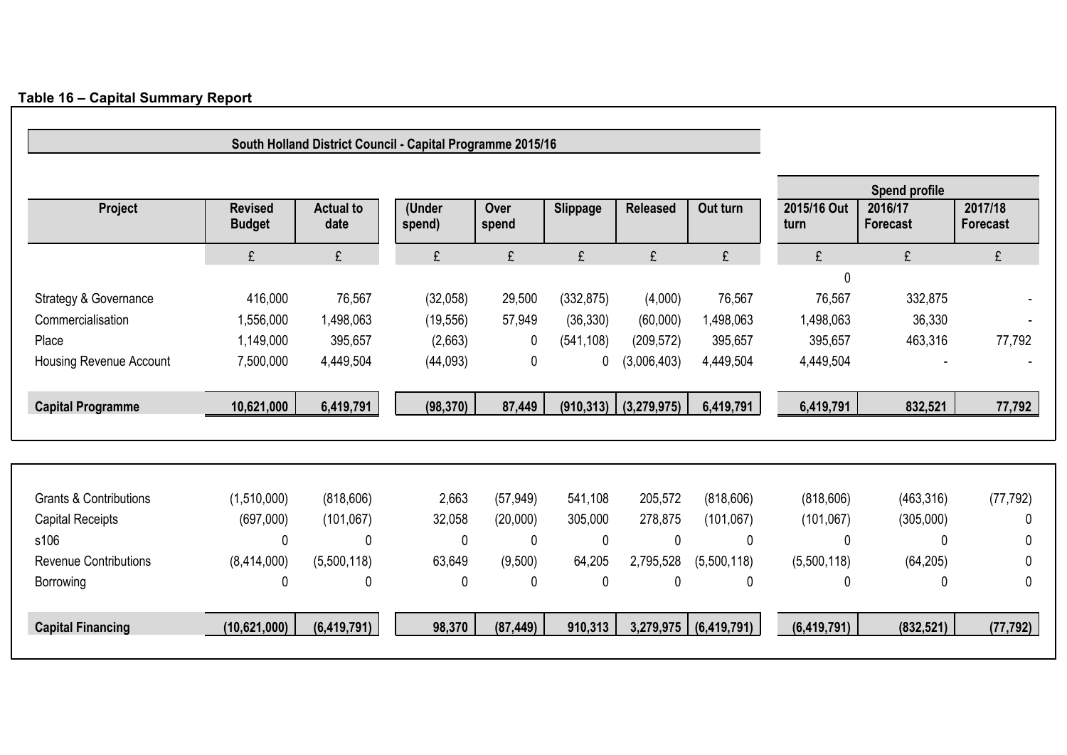**Table 16 – Capital Summary Report**

**South Holland District Council - Capital Programme 2015/16**

| Project | Revised Budget | Actual to date | (Under spend) | Over spend | Slippage | Released | Out turn | Spend profile 2015/16 Out turn | 2016/17 Forecast | 2017/18 Forecast |
|---|---|---|---|---|---|---|---|---|---|---|
| | £ | £ | £ | £ | £ | £ | £ | £ | £ | £ |
| | | | | | | | | 0 | | |
| Strategy & Governance | 416,000 | 76,567 | (32,058) | 29,500 | (332,875) | (4,000) | 76,567 | 76,567 | 332,875 | - |
| Commercialisation | 1,556,000 | 1,498,063 | (19,556) | 57,949 | (36,330) | (60,000) | 1,498,063 | 1,498,063 | 36,330 | - |
| Place | 1,149,000 | 395,657 | (2,663) | 0 | (541,108) | (209,572) | 395,657 | 395,657 | 463,316 | 77,792 |
| Housing Revenue Account | 7,500,000 | 4,449,504 | (44,093) | 0 | 0 | (3,006,403) | 4,449,504 | 4,449,504 | - | - |
| **Capital Programme** | **10,621,000** | **6,419,791** | **(98,370)** | **87,449** | **(910,313)** | **(3,279,975)** | **6,419,791** | **6,419,791** | **832,521** | **77,792** |

| | Revised Budget | Actual to date | (Under spend) | Over spend | Slippage | Released | Out turn | 2015/16 Out turn | 2016/17 Forecast | 2017/18 Forecast |
|---|---|---|---|---|---|---|---|---|---|---|
| Grants & Contributions | (1,510,000) | (818,606) | 2,663 | (57,949) | 541,108 | 205,572 | (818,606) | (818,606) | (463,316) | (77,792) |
| Capital Receipts | (697,000) | (101,067) | 32,058 | (20,000) | 305,000 | 278,875 | (101,067) | (101,067) | (305,000) | 0 |
| s106 | 0 | 0 | 0 | 0 | 0 | 0 | 0 | 0 | 0 | 0 |
| Revenue Contributions | (8,414,000) | (5,500,118) | 63,649 | (9,500) | 64,205 | 2,795,528 | (5,500,118) | (5,500,118) | (64,205) | 0 |
| Borrowing | 0 | 0 | 0 | 0 | 0 | 0 | 0 | 0 | 0 | 0 |
| **Capital Financing** | **(10,621,000)** | **(6,419,791)** | **98,370** | **(87,449)** | **910,313** | **3,279,975** | **(6,419,791)** | **(6,419,791)** | **(832,521)** | **(77,792)** |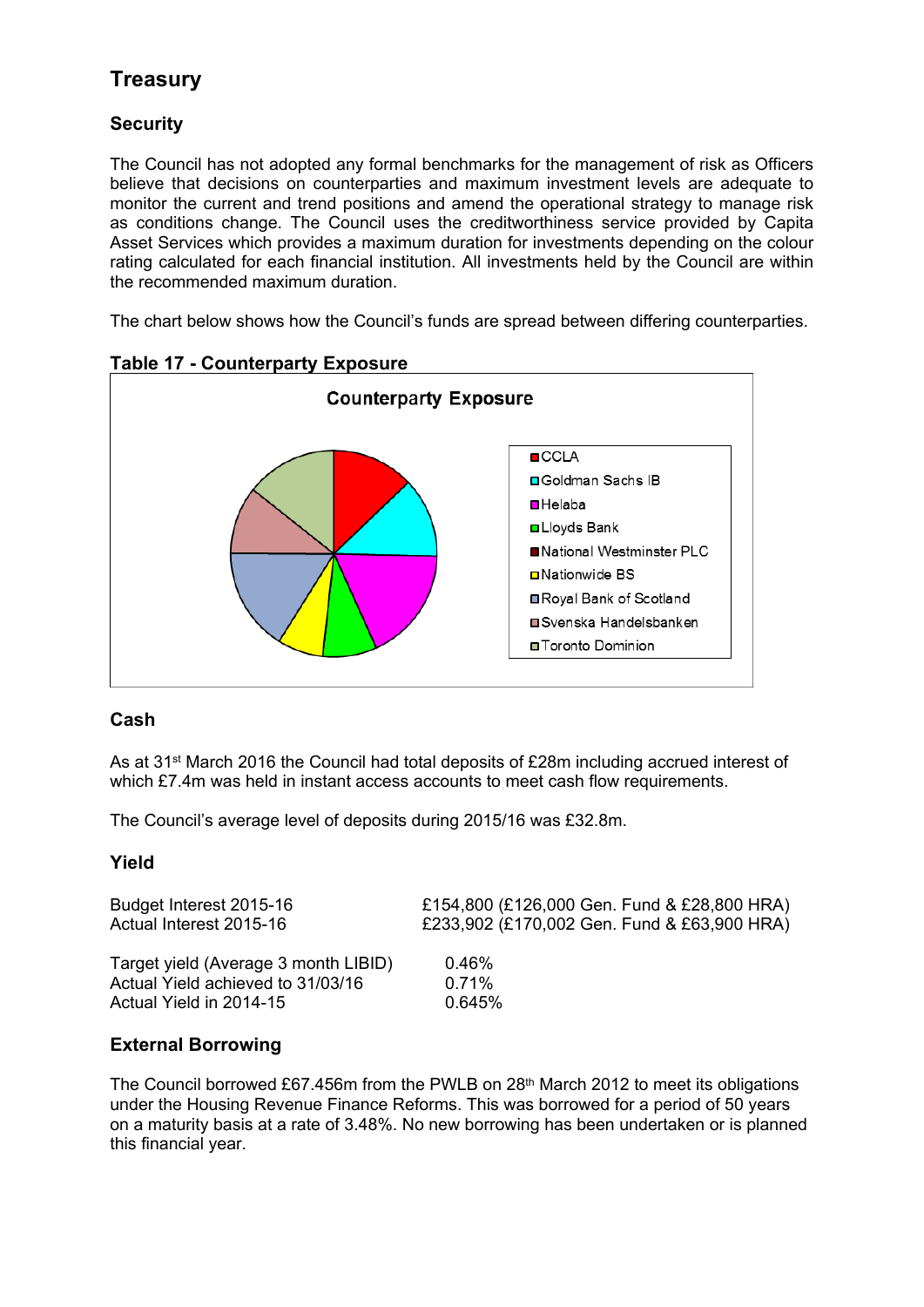## Treasury

### Security

The Council has not adopted any formal benchmarks for the management of risk as Officers believe that decisions on counterparties and maximum investment levels are adequate to monitor the current and trend positions and amend the operational strategy to manage risk as conditions change. The Council uses the creditworthiness service provided by Capita Asset Services which provides a maximum duration for investments depending on the colour rating calculated for each financial institution. All investments held by the Council are within the recommended maximum duration.

The chart below shows how the Council's funds are spread between differing counterparties.

**Table 17 - Counterparty Exposure**

Counterparty Exposure

CCLA
Goldman Sachs IB
Helaba
Lloyds Bank
National Westminster PLC
Nationwide BS
Royal Bank of Scotland
Svenska Handelsbanken
Toronto Dominion

### Cash

As at 31st March 2016 the Council had total deposits of £28m including accrued interest of which £7.4m was held in instant access accounts to meet cash flow requirements.

The Council's average level of deposits during 2015/16 was £32.8m.

### Yield

| | |
|---|---|
| Budget Interest 2015-16 | £154,800 (£126,000 Gen. Fund & £28,800 HRA) |
| Actual Interest 2015-16 | £233,902 (£170,002 Gen. Fund & £63,900 HRA) |
| Target yield (Average 3 month LIBID) | 0.46% |
| Actual Yield achieved to 31/03/16 | 0.71% |
| Actual Yield in 2014-15 | 0.645% |

### External Borrowing

The Council borrowed £67.456m from the PWLB on 28th March 2012 to meet its obligations under the Housing Revenue Finance Reforms. This was borrowed for a period of 50 years on a maturity basis at a rate of 3.48%. No new borrowing has been undertaken or is planned this financial year.